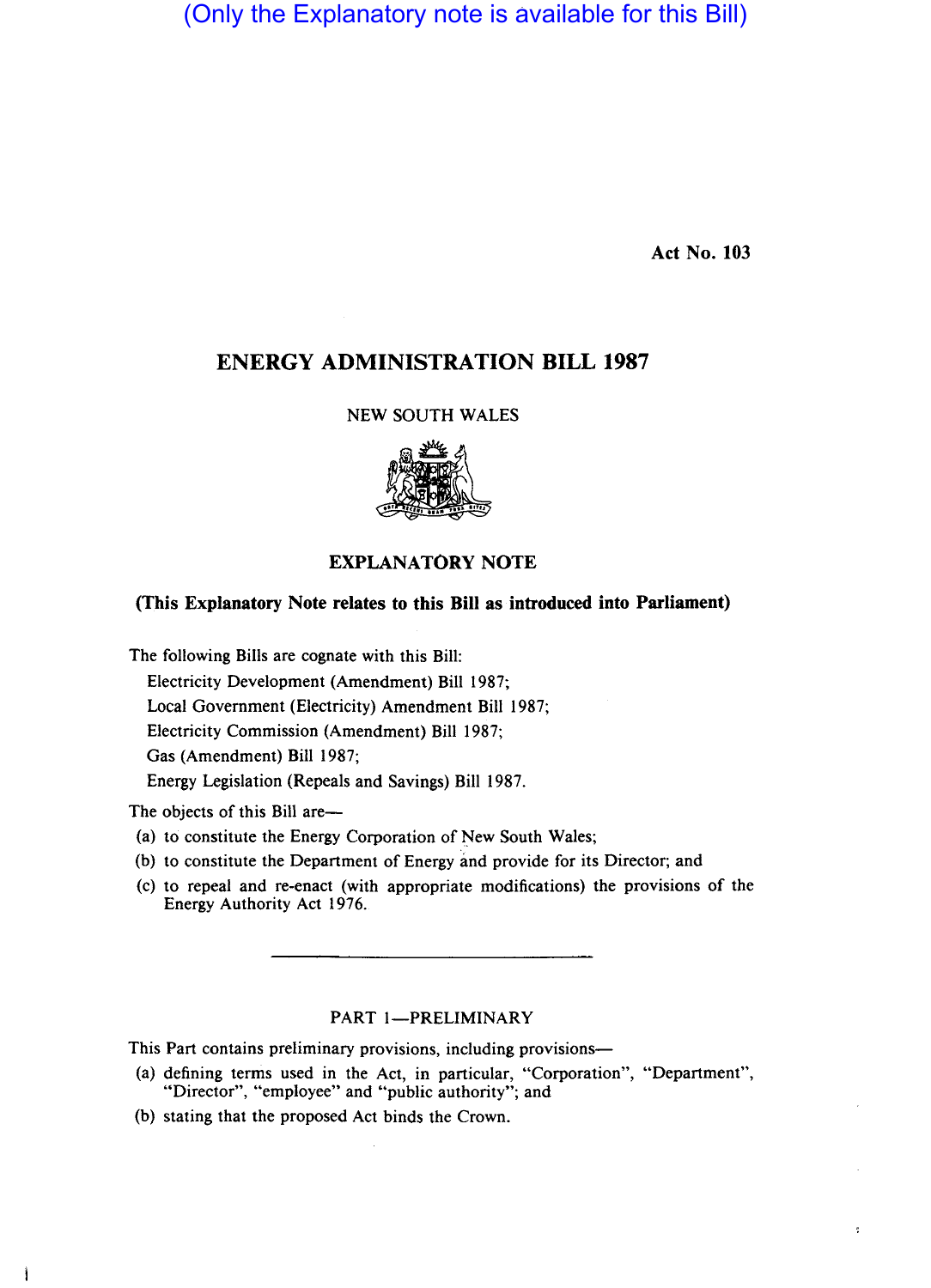(Only the Explanatory note is available for this Bill)

Act No. 103

# ENERGY ADMINISTRATION BILL 1987

NEW SOUTH WALES

## EXPLANATORY NOTE

**(This Explanatory Note relates to this Bill as introduced into Parliament)**

The following Bills are cognate with this Bill:

Electricity Development (Amendment) Bill 1987;
Local Government (Electricity) Amendment Bill 1987;
Electricity Commission (Amendment) Bill 1987;
Gas (Amendment) Bill 1987;
Energy Legislation (Repeals and Savings) Bill 1987.

The objects of this Bill are—

(a) to constitute the Energy Corporation of New South Wales;
(b) to constitute the Department of Energy and provide for its Director; and
(c) to repeal and re-enact (with appropriate modifications) the provisions of the Energy Authority Act 1976.

---

### PART 1—PRELIMINARY

This Part contains preliminary provisions, including provisions—

(a) defining terms used in the Act, in particular, "Corporation", "Department", "Director", "employee" and "public authority"; and
(b) stating that the proposed Act binds the Crown.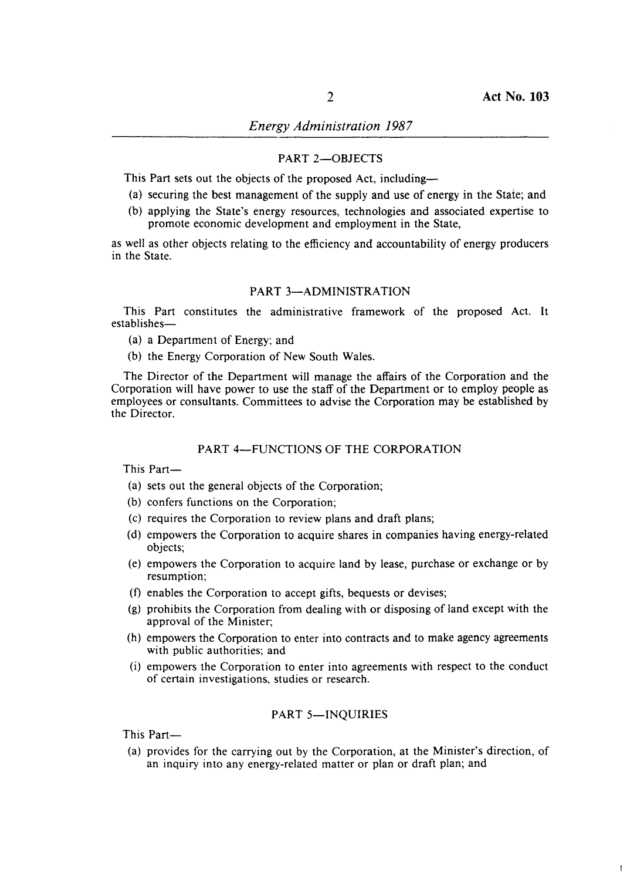## PART 2—OBJECTS

This Part sets out the objects of the proposed Act, including—

(a) securing the best management of the supply and use of energy in the State; and

(b) applying the State's energy resources, technologies and associated expertise to promote economic development and employment in the State,

as well as other objects relating to the efficiency and accountability of energy producers in the State.

## PART 3—ADMINISTRATION

This Part constitutes the administrative framework of the proposed Act. It establishes—

(a) a Department of Energy; and

(b) the Energy Corporation of New South Wales.

The Director of the Department will manage the affairs of the Corporation and the Corporation will have power to use the staff of the Department or to employ people as employees or consultants. Committees to advise the Corporation may be established by the Director.

## PART 4—FUNCTIONS OF THE CORPORATION

This Part—

(a) sets out the general objects of the Corporation;

(b) confers functions on the Corporation;

(c) requires the Corporation to review plans and draft plans;

(d) empowers the Corporation to acquire shares in companies having energy-related objects;

(e) empowers the Corporation to acquire land by lease, purchase or exchange or by resumption;

(f) enables the Corporation to accept gifts, bequests or devises;

(g) prohibits the Corporation from dealing with or disposing of land except with the approval of the Minister;

(h) empowers the Corporation to enter into contracts and to make agency agreements with public authorities; and

(i) empowers the Corporation to enter into agreements with respect to the conduct of certain investigations, studies or research.

## PART 5—INQUIRIES

This Part—

(a) provides for the carrying out by the Corporation, at the Minister's direction, of an inquiry into any energy-related matter or plan or draft plan; and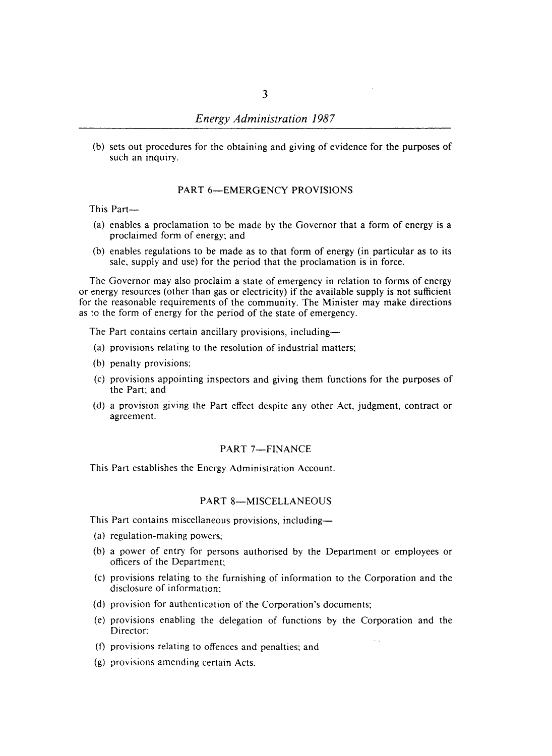(b) sets out procedures for the obtaining and giving of evidence for the purposes of such an inquiry.

## PART 6—EMERGENCY PROVISIONS

This Part—

(a) enables a proclamation to be made by the Governor that a form of energy is a proclaimed form of energy; and

(b) enables regulations to be made as to that form of energy (in particular as to its sale, supply and use) for the period that the proclamation is in force.

The Governor may also proclaim a state of emergency in relation to forms of energy or energy resources (other than gas or electricity) if the available supply is not sufficient for the reasonable requirements of the community. The Minister may make directions as to the form of energy for the period of the state of emergency.

The Part contains certain ancillary provisions, including—

(a) provisions relating to the resolution of industrial matters;

(b) penalty provisions;

(c) provisions appointing inspectors and giving them functions for the purposes of the Part; and

(d) a provision giving the Part effect despite any other Act, judgment, contract or agreement.

## PART 7—FINANCE

This Part establishes the Energy Administration Account.

## PART 8—MISCELLANEOUS

This Part contains miscellaneous provisions, including—

(a) regulation-making powers;

(b) a power of entry for persons authorised by the Department or employees or officers of the Department;

(c) provisions relating to the furnishing of information to the Corporation and the disclosure of information;

(d) provision for authentication of the Corporation's documents;

(e) provisions enabling the delegation of functions by the Corporation and the Director;

(f) provisions relating to offences and penalties; and

(g) provisions amending certain Acts.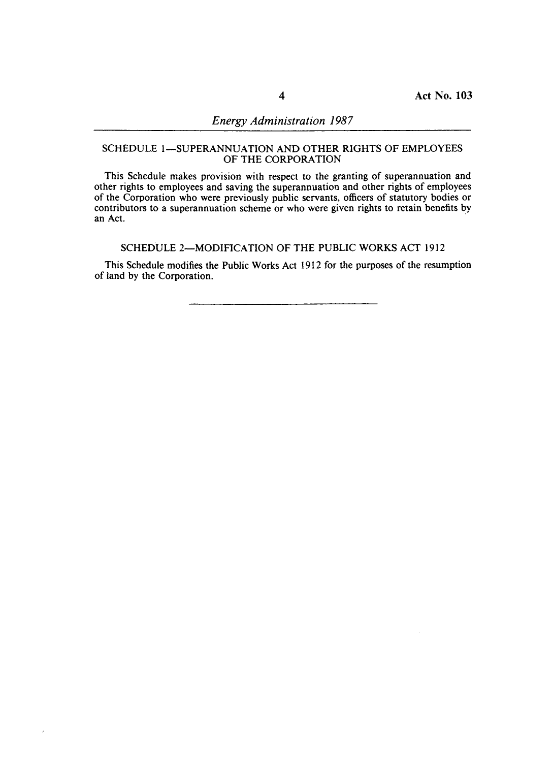## SCHEDULE 1—SUPERANNUATION AND OTHER RIGHTS OF EMPLOYEES OF THE CORPORATION

This Schedule makes provision with respect to the granting of superannuation and other rights to employees and saving the superannuation and other rights of employees of the Corporation who were previously public servants, officers of statutory bodies or contributors to a superannuation scheme or who were given rights to retain benefits by an Act.

## SCHEDULE 2—MODIFICATION OF THE PUBLIC WORKS ACT 1912

This Schedule modifies the Public Works Act 1912 for the purposes of the resumption of land by the Corporation.